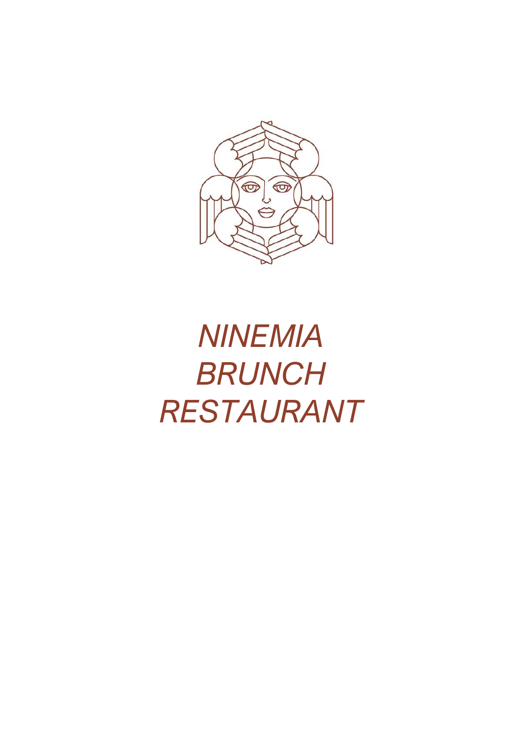# *NINEMIA BRUNCH RESTAURANT*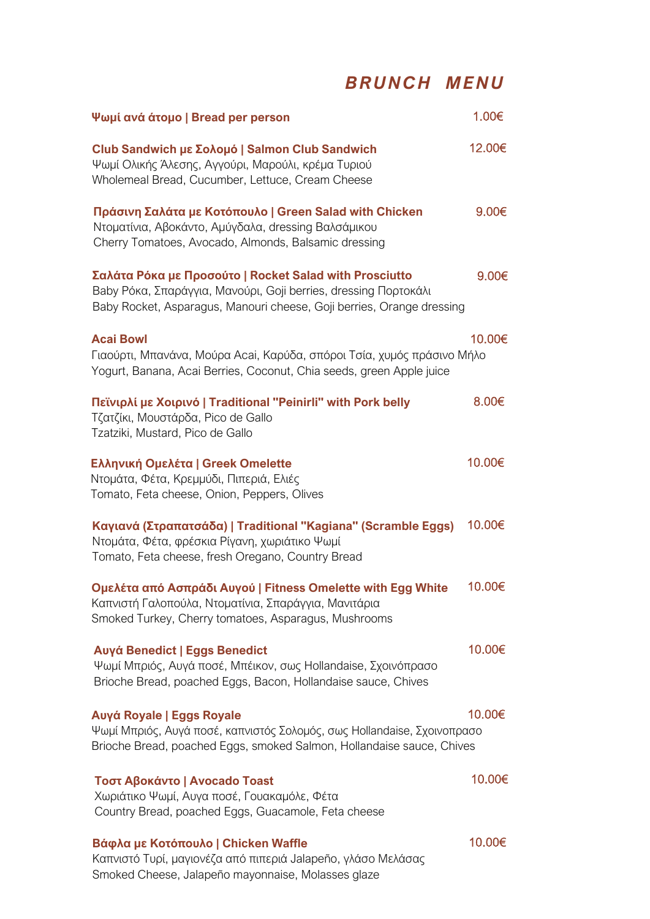# BRUNCH MENU

**Ψωμί ανά άτομο | Bread per person** — 1.00€

**Club Sandwich με Σολομό | Salmon Club Sandwich** — 12.00€
Ψωμί Ολικής Άλεσης, Αγγούρι, Μαρούλι, κρέμα Τυριού
Wholemeal Bread, Cucumber, Lettuce, Cream Cheese

**Πράσινη Σαλάτα με Κοτόπουλο | Green Salad with Chicken** — 9.00€
Ντοματίνια, Αβοκάντο, Αμύγδαλα, dressing Βαλσάμικου
Cherry Tomatoes, Avocado, Almonds, Balsamic dressing

**Σαλάτα Ρόκα με Προσούτο | Rocket Salad with Prosciutto** — 9.00€
Baby Ρόκα, Σπαράγγια, Μανούρι, Goji berries, dressing Πορτοκάλι
Baby Rocket, Asparagus, Manouri cheese, Goji berries, Orange dressing

**Acai Bowl** — 10.00€
Γιαούρτι, Μπανάνα, Μούρα Acai, Καρύδα, σπόροι Τσία, χυμός πράσινο Μήλο
Yogurt, Banana, Acai Berries, Coconut, Chia seeds, green Apple juice

**Πεϊνιρλί με Χοιρινό | Traditional "Peinirli" with Pork belly** — 8.00€
Τζατζίκι, Μουστάρδα, Pico de Gallo
Tzatziki, Mustard, Pico de Gallo

**Ελληνική Ομελέτα | Greek Omelette** — 10.00€
Ντομάτα, Φέτα, Κρεμμύδι, Πιπεριά, Ελιές
Tomato, Feta cheese, Onion, Peppers, Olives

**Καγιανά (Στραπατσάδα) | Traditional "Kagiana" (Scramble Eggs)** — 10.00€
Ντομάτα, Φέτα, φρέσκια Ρίγανη, χωριάτικο Ψωμί
Tomato, Feta cheese, fresh Oregano, Country Bread

**Ομελέτα από Ασπράδι Αυγού | Fitness Omelette with Egg White** — 10.00€
Καπνιστή Γαλοπούλα, Ντοματίνια, Σπαράγγια, Μανιτάρια
Smoked Turkey, Cherry tomatoes, Asparagus, Mushrooms

**Αυγά Benedict | Eggs Benedict** — 10.00€
Ψωμί Μπριός, Αυγά ποσέ, Μπέικον, σως Hollandaise, Σχοινόπρασο
Brioche Bread, poached Eggs, Bacon, Hollandaise sauce, Chives

**Αυγά Royale | Eggs Royale** — 10.00€
Ψωμί Μπριός, Αυγά ποσέ, καπνιστός Σολομός, σως Hollandaise, Σχοινοπρασο
Brioche Bread, poached Eggs, smoked Salmon, Hollandaise sauce, Chives

**Τοστ Αβοκάντο | Avocado Toast** — 10.00€
Χωριάτικο Ψωμί, Αυγα ποσέ, Γουακαμόλε, Φέτα
Country Bread, poached Eggs, Guacamole, Feta cheese

**Βάφλα με Κοτόπουλο | Chicken Waffle** — 10.00€
Καπνιστό Τυρί, μαγιονέζα από πιπεριά Jalapeño, γλάσο Μελάσας
Smoked Cheese, Jalapeño mayonnaise, Molasses glaze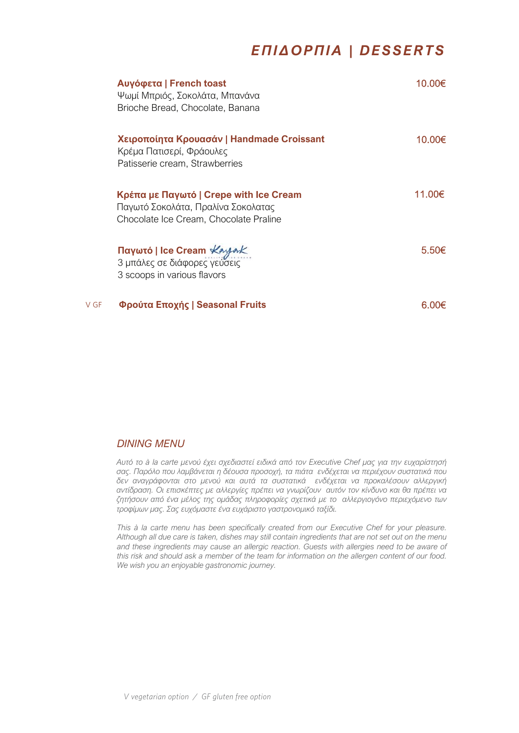# *ΕΠΙΔΟΡΠΙΑ | DESSERTS*

**Αυγόφετα | French toast** — 10.00€
Ψωμί Μπριός, Σοκολάτα, Μπανάνα
Brioche Bread, Chocolate, Banana

**Χειροποίητα Κρουασάν | Handmade Croissant** — 10.00€
Κρέμα Πατισερί, Φράουλες
Patisserie cream, Strawberries

**Κρέπα με Παγωτό | Crepe with Ice Cream** — 11.00€
Παγωτό Σοκολάτα, Πραλίνα Σοκολατας
Chocolate Ice Cream, Chocolate Praline

**Παγωτό | Ice Cream** Kayak — 5.50€
3 μπάλες σε διάφορες γεύσεις
3 scoops in various flavors

V GF **Φρούτα Εποχής | Seasonal Fruits** — 6.00€

## *DINING MENU*

*Αυτό το à la carte μενού έχει σχεδιαστεί ειδικά από τον Executive Chef μας για την ευχαρίστησή σας. Παρόλο που λαμβάνεται η δέουσα προσοχή, τα πιάτα ενδέχεται να περιέχουν συστατικά που δεν αναγράφονται στο μενού και αυτά τα συστατικά ενδέχεται να προκαλέσουν αλλεργική αντίδραση. Οι επισκέπτες με αλλεργίες πρέπει να γνωρίζουν αυτόν τον κίνδυνο και θα πρέπει να ζητήσουν από ένα μέλος της ομάδας πληροφορίες σχετικά με το αλλεργιογόνο περιεχόμενο των τροφίμων μας. Σας ευχόμαστε ένα ευχάριστο γαστρονομικό ταξίδι.*

*This à la carte menu has been specifically created from our Executive Chef for your pleasure. Although all due care is taken, dishes may still contain ingredients that are not set out on the menu and these ingredients may cause an allergic reaction. Guests with allergies need to be aware of this risk and should ask a member of the team for information on the allergen content of our food. We wish you an enjoyable gastronomic journey.*

*V vegetarian option / GF gluten free option*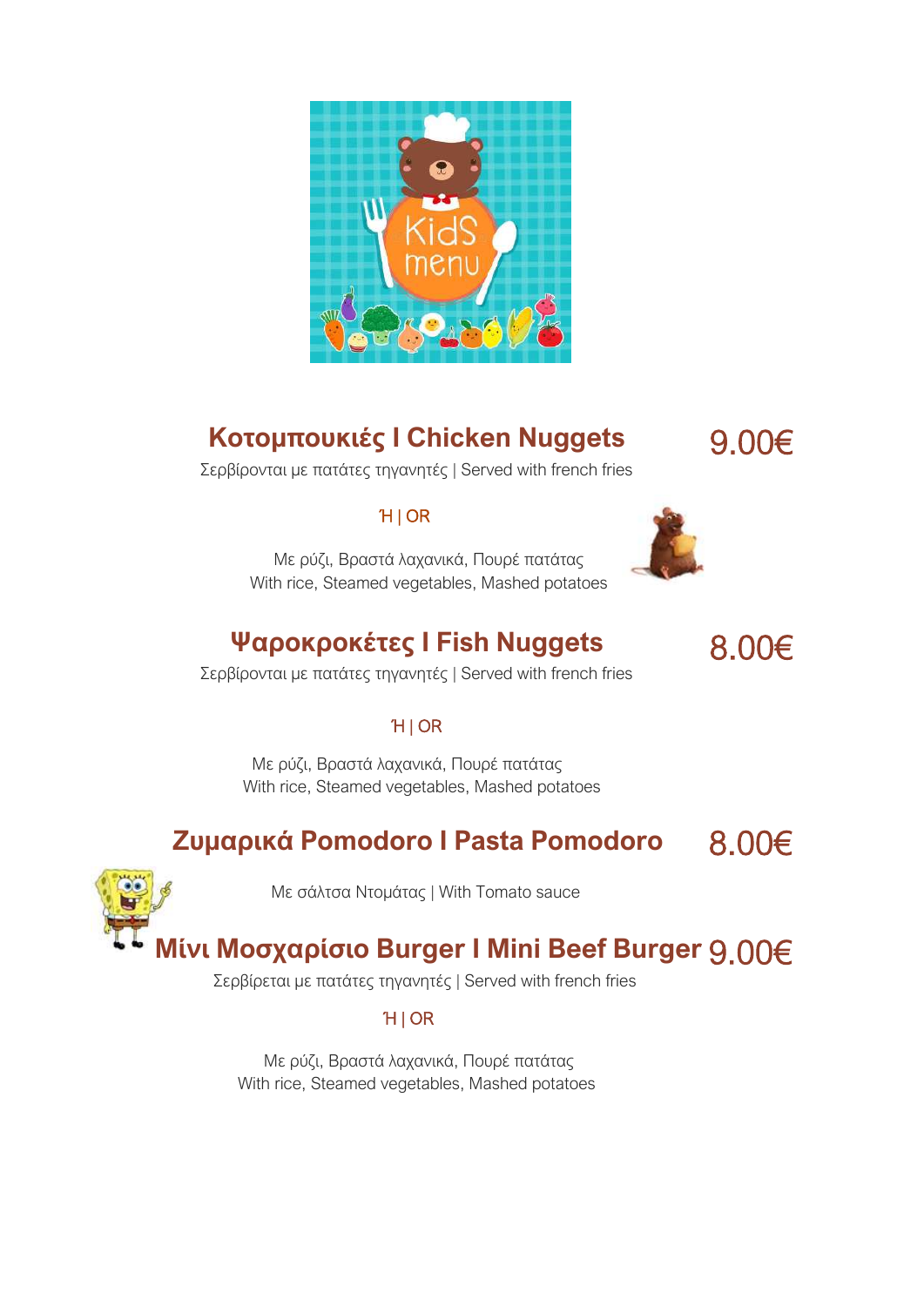## Κοτομπουκιές Ι Chicken Nuggets — 9.00€

Σερβίρονται με πατάτες τηγανητές | Served with french fries

Ή | OR

Με ρύζι, Βραστά λαχανικά, Πουρέ πατάτας
With rice, Steamed vegetables, Mashed potatoes

## Ψαροκροκέτες Ι Fish Nuggets — 8.00€

Σερβίρονται με πατάτες τηγανητές | Served with french fries

Ή | OR

Με ρύζι, Βραστά λαχανικά, Πουρέ πατάτας
With rice, Steamed vegetables, Mashed potatoes

## Ζυμαρικά Pomodoro Ι Pasta Pomodoro — 8.00€

Με σάλτσα Ντομάτας | With Tomato sauce

## Μίνι Μοσχαρίσιο Burger Ι Mini Beef Burger — 9.00€

Σερβίρεται με πατάτες τηγανητές | Served with french fries

Ή | OR

Με ρύζι, Βραστά λαχανικά, Πουρέ πατάτας
With rice, Steamed vegetables, Mashed potatoes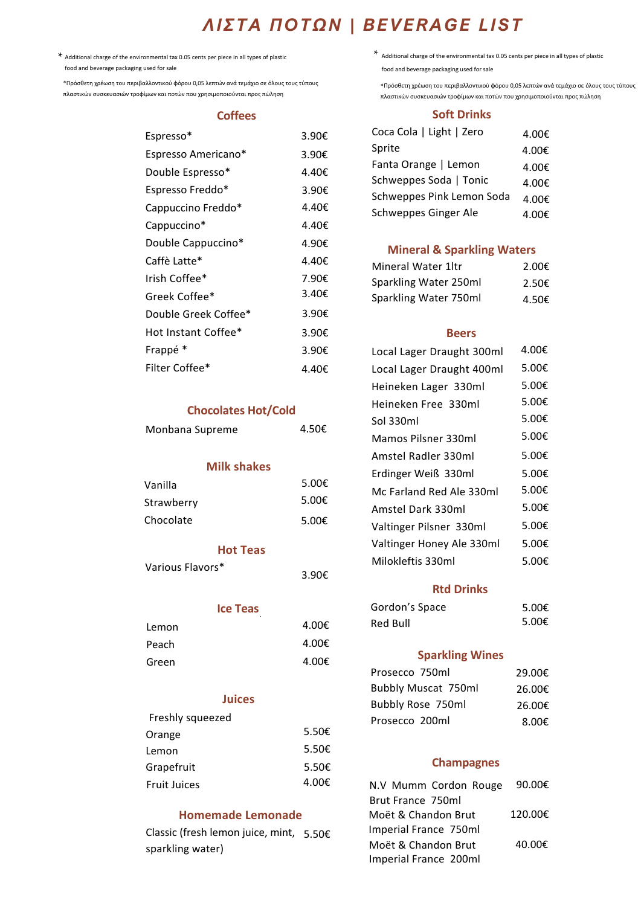# ΛΙΣΤΑ ΠΟΤΩΝ | BEVERAGE LIST

\* Additional charge of the environmental tax 0.05 cents per piece in all types of plastic food and beverage packaging used for sale

*Πρόσθετη χρέωση του περιβαλλοντικού φόρου 0,05 λεπτών ανά τεμάχιο σε όλους τους τύπους πλαστικών συσκευασιών τροφίμων και ποτών που χρησιμοποιούνται προς πώληση

## Coffees

| | |
|---|---|
| Espresso* | 3.90€ |
| Espresso Americano* | 3.90€ |
| Double Espresso* | 4.40€ |
| Espresso Freddo* | 3.90€ |
| Cappuccino Freddo* | 4.40€ |
| Cappuccino* | 4.40€ |
| Double Cappuccino* | 4.90€ |
| Caffè Latte* | 4.40€ |
| Irish Coffee* | 7.90€ |
| Greek Coffee* | 3.40€ |
| Double Greek Coffee* | 3.90€ |
| Hot Instant Coffee* | 3.90€ |
| Frappé * | 3.90€ |
| Filter Coffee* | 4.40€ |

## Chocolates Hot/Cold

| | |
|---|---|
| Monbana Supreme | 4.50€ |

## Milk shakes

| | |
|---|---|
| Vanilla | 5.00€ |
| Strawberry | 5.00€ |
| Chocolate | 5.00€ |

## Hot Teas

| | |
|---|---|
| Various Flavors* | 3.90€ |

## Ice Teas

| | |
|---|---|
| Lemon | 4.00€ |
| Peach | 4.00€ |
| Green | 4.00€ |

## Juices

Freshly squeezed

| | |
|---|---|
| Orange | 5.50€ |
| Lemon | 5.50€ |
| Grapefruit | 5.50€ |
| Fruit Juices | 4.00€ |

## Homemade Lemonade

| | |
|---|---|
| Classic (fresh lemon juice, mint, sparkling water) | 5.50€ |

\* Additional charge of the environmental tax 0.05 cents per piece in all types of plastic food and beverage packaging used for sale

*Πρόσθετη χρέωση του περιβαλλοντικού φόρου 0,05 λεπτών ανά τεμάχιο σε όλους τους τύπους πλαστικών συσκευασιών τροφίμων και ποτών που χρησιμοποιούνται προς πώληση

## Soft Drinks

| | |
|---|---|
| Coca Cola \| Light \| Zero | 4.00€ |
| Sprite | 4.00€ |
| Fanta Orange \| Lemon | 4.00€ |
| Schweppes Soda \| Tonic | 4.00€ |
| Schweppes Pink Lemon Soda | 4.00€ |
| Schweppes Ginger Ale | 4.00€ |

## Mineral & Sparkling Waters

| | |
|---|---|
| Mineral Water 1ltr | 2.00€ |
| Sparkling Water 250ml | 2.50€ |
| Sparkling Water 750ml | 4.50€ |

## Beers

| | |
|---|---|
| Local Lager Draught 300ml | 4.00€ |
| Local Lager Draught 400ml | 5.00€ |
| Heineken Lager 330ml | 5.00€ |
| Heineken Free 330ml | 5.00€ |
| Sol 330ml | 5.00€ |
| Mamos Pilsner 330ml | 5.00€ |
| Amstel Radler 330ml | 5.00€ |
| Erdinger Weiß 330ml | 5.00€ |
| Mc Farland Red Ale 330ml | 5.00€ |
| Amstel Dark 330ml | 5.00€ |
| Valtinger Pilsner 330ml | 5.00€ |
| Valtinger Honey Ale 330ml | 5.00€ |
| Milokleftis 330ml | 5.00€ |

## Rtd Drinks

| | |
|---|---|
| Gordon's Space | 5.00€ |
| Red Bull | 5.00€ |

## Sparkling Wines

| | |
|---|---|
| Prosecco 750ml | 29.00€ |
| Bubbly Muscat 750ml | 26.00€ |
| Bubbly Rose 750ml | 26.00€ |
| Prosecco 200ml | 8.00€ |

## Champagnes

| | |
|---|---|
| N.V Mumm Cordon Rouge Brut France 750ml | 90.00€ |
| Moët & Chandon Brut Imperial France 750ml | 120.00€ |
| Moët & Chandon Brut Imperial France 200ml | 40.00€ |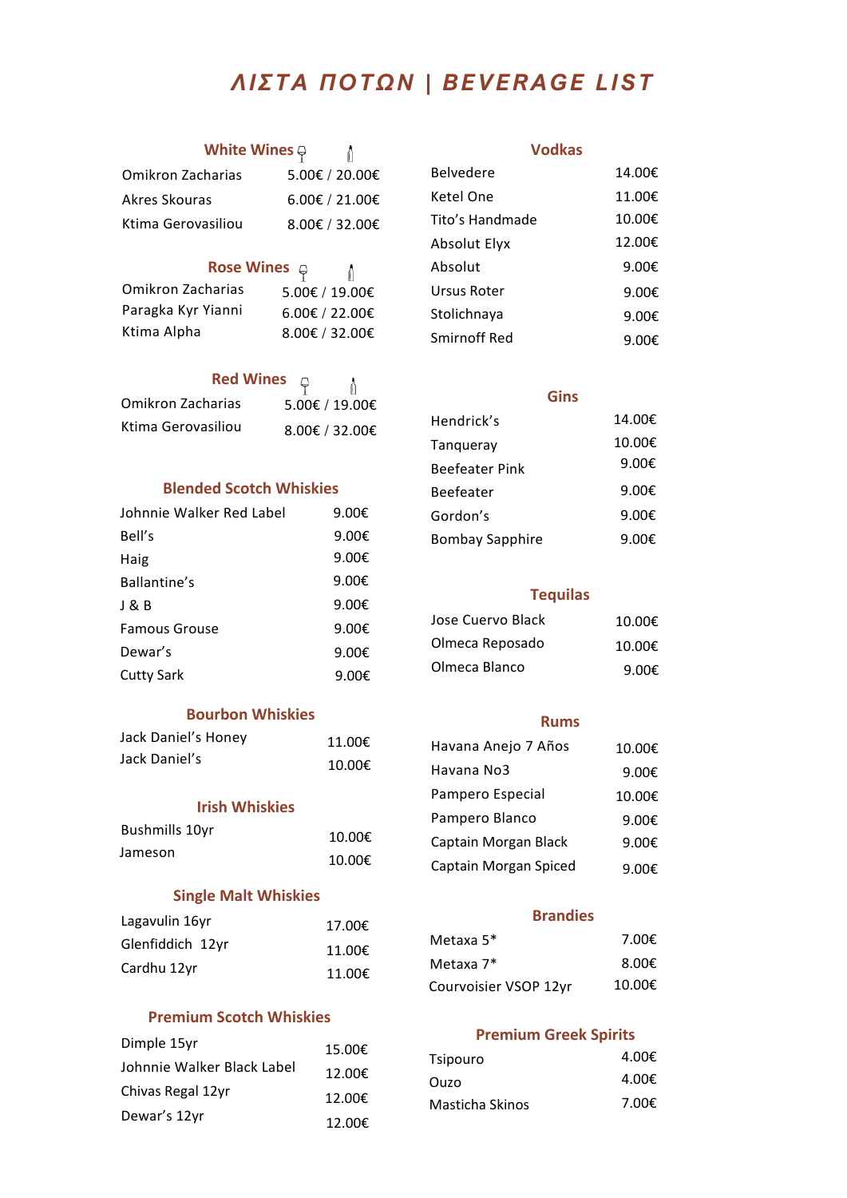# ΛΙΣΤΑ ΠΟΤΩΝ | BEVERAGE LIST

## White Wines

| | Glass / Bottle |
|---|---|
| Omikron Zacharias | 5.00€ / 20.00€ |
| Akres Skouras | 6.00€ / 21.00€ |
| Ktima Gerovasiliou | 8.00€ / 32.00€ |

## Rose Wines

| | Glass / Bottle |
|---|---|
| Omikron Zacharias | 5.00€ / 19.00€ |
| Paragka Kyr Yianni | 6.00€ / 22.00€ |
| Ktima Alpha | 8.00€ / 32.00€ |

## Red Wines

| | Glass / Bottle |
|---|---|
| Omikron Zacharias | 5.00€ / 19.00€ |
| Ktima Gerovasiliou | 8.00€ / 32.00€ |

## Blended Scotch Whiskies

| | |
|---|---|
| Johnnie Walker Red Label | 9.00€ |
| Bell's | 9.00€ |
| Haig | 9.00€ |
| Ballantine's | 9.00€ |
| J & B | 9.00€ |
| Famous Grouse | 9.00€ |
| Dewar's | 9.00€ |
| Cutty Sark | 9.00€ |

## Bourbon Whiskies

| | |
|---|---|
| Jack Daniel's Honey | 11.00€ |
| Jack Daniel's | 10.00€ |

## Irish Whiskies

| | |
|---|---|
| Bushmills 10yr | 10.00€ |
| Jameson | 10.00€ |

## Single Malt Whiskies

| | |
|---|---|
| Lagavulin 16yr | 17.00€ |
| Glenfiddich 12yr | 11.00€ |
| Cardhu 12yr | 11.00€ |

## Premium Scotch Whiskies

| | |
|---|---|
| Dimple 15yr | 15.00€ |
| Johnnie Walker Black Label | 12.00€ |
| Chivas Regal 12yr | 12.00€ |
| Dewar's 12yr | 12.00€ |

## Vodkas

| | |
|---|---|
| Belvedere | 14.00€ |
| Ketel One | 11.00€ |
| Tito's Handmade | 10.00€ |
| Absolut Elyx | 12.00€ |
| Absolut | 9.00€ |
| Ursus Roter | 9.00€ |
| Stolichnaya | 9.00€ |
| Smirnoff Red | 9.00€ |

## Gins

| | |
|---|---|
| Hendrick's | 14.00€ |
| Tanqueray | 10.00€ |
| Beefeater Pink | 9.00€ |
| Beefeater | 9.00€ |
| Gordon's | 9.00€ |
| Bombay Sapphire | 9.00€ |

## Tequilas

| | |
|---|---|
| Jose Cuervo Black | 10.00€ |
| Olmeca Reposado | 10.00€ |
| Olmeca Blanco | 9.00€ |

## Rums

| | |
|---|---|
| Havana Anejo 7 Años | 10.00€ |
| Havana No3 | 9.00€ |
| Pampero Especial | 10.00€ |
| Pampero Blanco | 9.00€ |
| Captain Morgan Black | 9.00€ |
| Captain Morgan Spiced | 9.00€ |

## Brandies

| | |
|---|---|
| Metaxa 5* | 7.00€ |
| Metaxa 7* | 8.00€ |
| Courvoisier VSOP 12yr | 10.00€ |

## Premium Greek Spirits

| | |
|---|---|
| Tsipouro | 4.00€ |
| Ouzo | 4.00€ |
| Masticha Skinos | 7.00€ |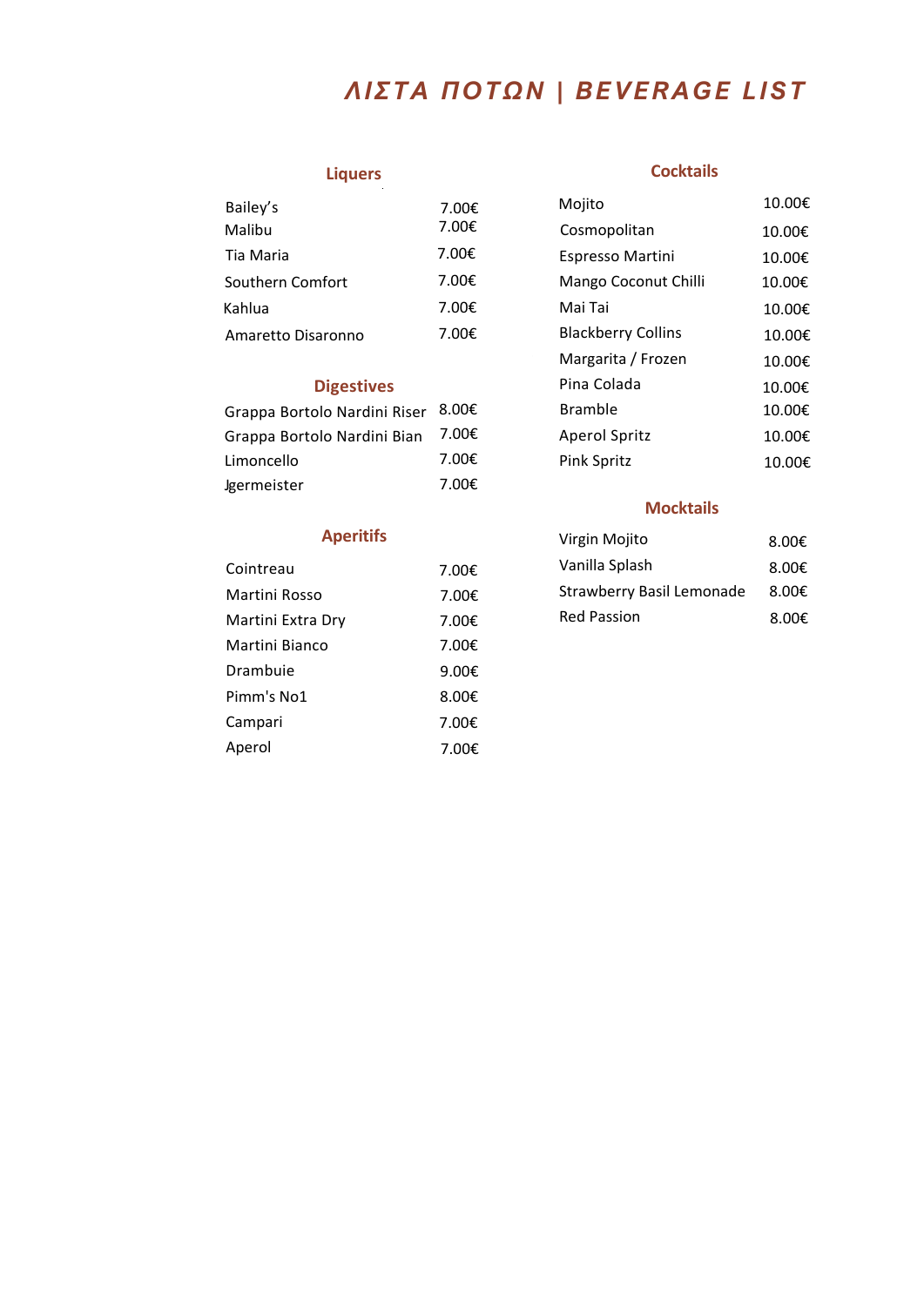# ΛΙΣΤΑ ΠΟΤΩΝ | BEVERAGE LIST

## Liquers

| | |
|---|---|
| Bailey's | 7.00€ |
| Malibu | 7.00€ |
| Tia Maria | 7.00€ |
| Southern Comfort | 7.00€ |
| Kahlua | 7.00€ |
| Amaretto Disaronno | 7.00€ |

## Digestives

| | |
|---|---|
| Grappa Bortolo Nardini Riser | 8.00€ |
| Grappa Bortolo Nardini Bian | 7.00€ |
| Limoncello | 7.00€ |
| Jgermeister | 7.00€ |

## Aperitifs

| | |
|---|---|
| Cointreau | 7.00€ |
| Martini Rosso | 7.00€ |
| Martini Extra Dry | 7.00€ |
| Martini Bianco | 7.00€ |
| Drambuie | 9.00€ |
| Pimm's No1 | 8.00€ |
| Campari | 7.00€ |
| Aperol | 7.00€ |

## Cocktails

| | |
|---|---|
| Mojito | 10.00€ |
| Cosmopolitan | 10.00€ |
| Espresso Martini | 10.00€ |
| Mango Coconut Chilli | 10.00€ |
| Mai Tai | 10.00€ |
| Blackberry Collins | 10.00€ |
| Margarita / Frozen | 10.00€ |
| Pina Colada | 10.00€ |
| Bramble | 10.00€ |
| Aperol Spritz | 10.00€ |
| Pink Spritz | 10.00€ |

## Mocktails

| | |
|---|---|
| Virgin Mojito | 8.00€ |
| Vanilla Splash | 8.00€ |
| Strawberry Basil Lemonade | 8.00€ |
| Red Passion | 8.00€ |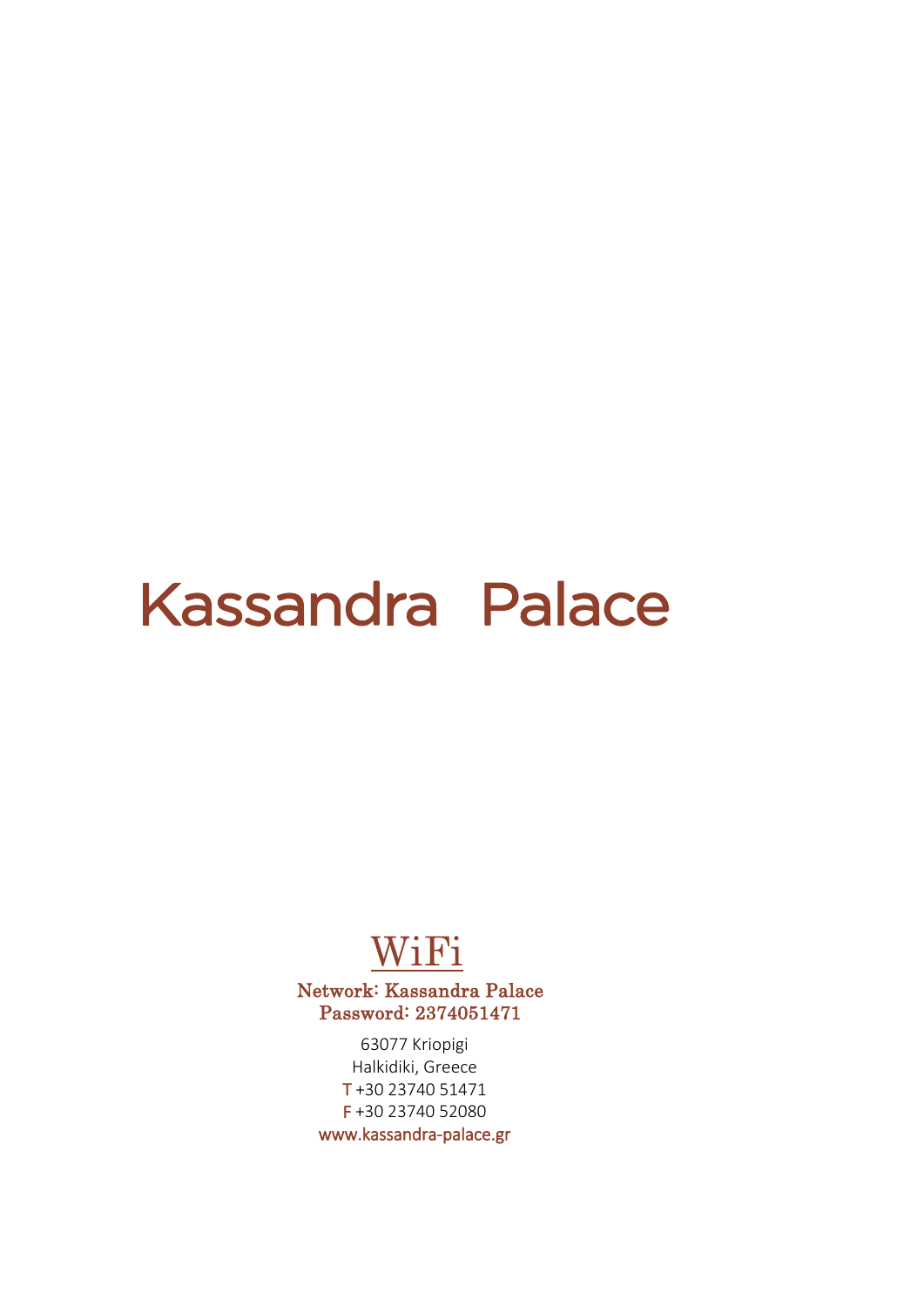# Kassandra Palace

## WiFi

Network: Kassandra Palace
Password: 2374051471

63077 Kriopigi
Halkidiki, Greece
T +30 23740 51471
F +30 23740 52080
www.kassandra-palace.gr